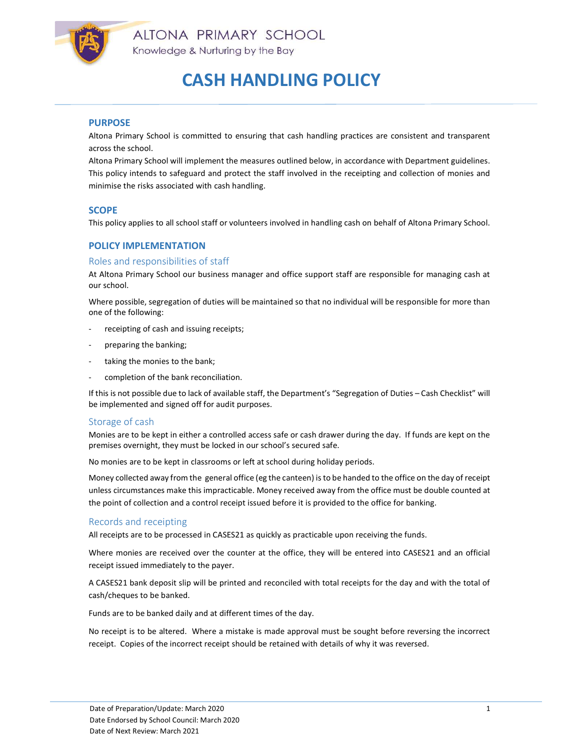ALTONA PRIMARY SCHOOL

Knowledge & Nurturing by the Bay

# CASH HANDLING POLICY

## PURPOSE

Altona Primary School is committed to ensuring that cash handling practices are consistent and transparent across the school.

Altona Primary School will implement the measures outlined below, in accordance with Department guidelines. This policy intends to safeguard and protect the staff involved in the receipting and collection of monies and minimise the risks associated with cash handling.

## SCOPE

This policy applies to all school staff or volunteers involved in handling cash on behalf of Altona Primary School.

## POLICY IMPLEMENTATION

### Roles and responsibilities of staff

At Altona Primary School our business manager and office support staff are responsible for managing cash at our school.

Where possible, segregation of duties will be maintained so that no individual will be responsible for more than one of the following:

- receipting of cash and issuing receipts;
- preparing the banking;
- taking the monies to the bank;
- completion of the bank reconciliation.

If this is not possible due to lack of available staff, the Department's "Segregation of Duties – Cash Checklist" will be implemented and signed off for audit purposes.

### Storage of cash

Monies are to be kept in either a controlled access safe or cash drawer during the day. If funds are kept on the premises overnight, they must be locked in our school's secured safe.

No monies are to be kept in classrooms or left at school during holiday periods.

Money collected away from the general office (eg the canteen) is to be handed to the office on the day of receipt unless circumstances make this impracticable. Money received away from the office must be double counted at the point of collection and a control receipt issued before it is provided to the office for banking.

### Records and receipting

All receipts are to be processed in CASES21 as quickly as practicable upon receiving the funds.

Where monies are received over the counter at the office, they will be entered into CASES21 and an official receipt issued immediately to the payer.

A CASES21 bank deposit slip will be printed and reconciled with total receipts for the day and with the total of cash/cheques to be banked.

Funds are to be banked daily and at different times of the day.

No receipt is to be altered. Where a mistake is made approval must be sought before reversing the incorrect receipt. Copies of the incorrect receipt should be retained with details of why it was reversed.

Date of Preparation/Update: March 2020
Date Endorsed by School Council: March 2020
Date of Next Review: March 2021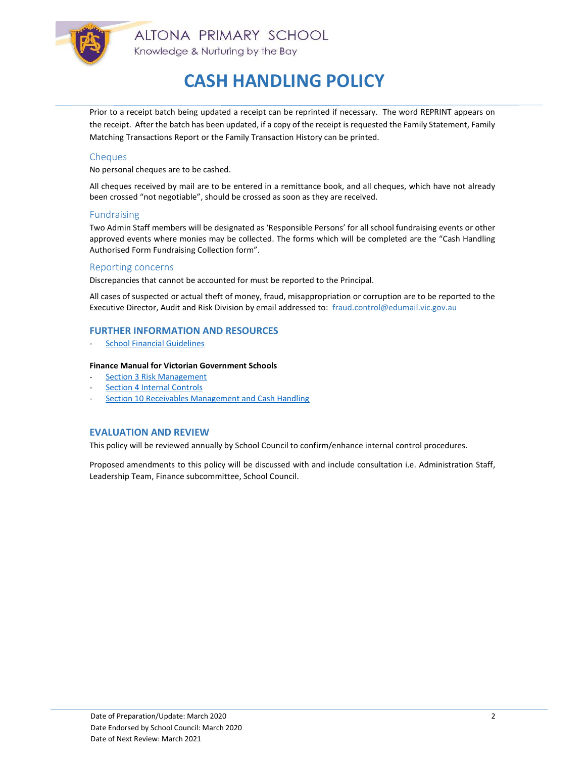Prior to a receipt batch being updated a receipt can be reprinted if necessary. The word REPRINT appears on the receipt. After the batch has been updated, if a copy of the receipt is requested the Family Statement, Family Matching Transactions Report or the Family Transaction History can be printed.

### Cheques

No personal cheques are to be cashed.

All cheques received by mail are to be entered in a remittance book, and all cheques, which have not already been crossed "not negotiable", should be crossed as soon as they are received.

### Fundraising

Two Admin Staff members will be designated as 'Responsible Persons' for all school fundraising events or other approved events where monies may be collected. The forms which will be completed are the "Cash Handling Authorised Form Fundraising Collection form".

### Reporting concerns

Discrepancies that cannot be accounted for must be reported to the Principal.

All cases of suspected or actual theft of money, fraud, misappropriation or corruption are to be reported to the Executive Director, Audit and Risk Division by email addressed to: fraud.control@edumail.vic.gov.au

## FURTHER INFORMATION AND RESOURCES

- School Financial Guidelines

**Finance Manual for Victorian Government Schools**

- Section 3 Risk Management
- Section 4 Internal Controls
- Section 10 Receivables Management and Cash Handling

## EVALUATION AND REVIEW

This policy will be reviewed annually by School Council to confirm/enhance internal control procedures.

Proposed amendments to this policy will be discussed with and include consultation i.e. Administration Staff, Leadership Team, Finance subcommittee, School Council.

Date of Preparation/Update: March 2020
Date Endorsed by School Council: March 2020
Date of Next Review: March 2021